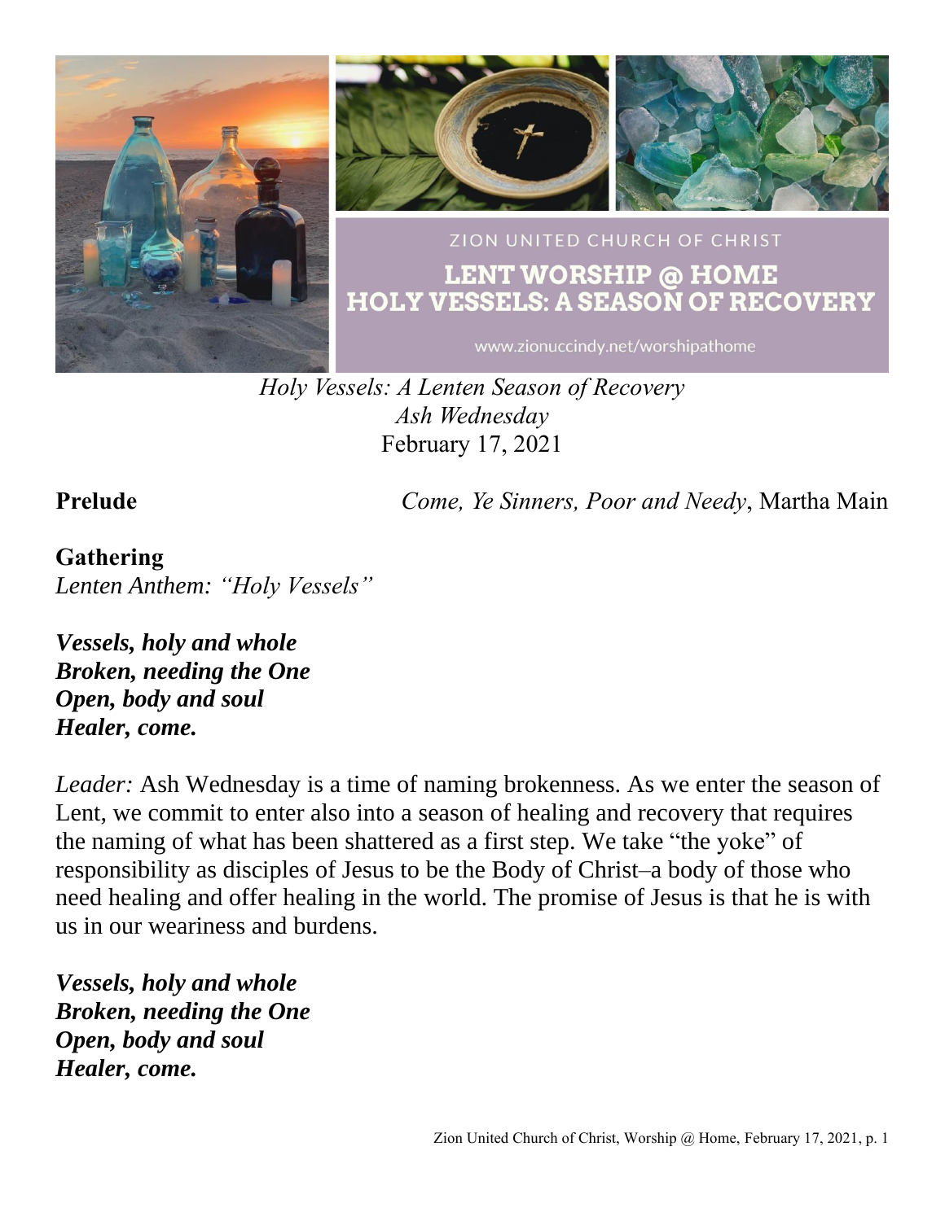ZION UNITED CHURCH OF CHRIST

LENT WORSHIP @ HOME
HOLY VESSELS: A SEASON OF RECOVERY

www.zionuccindy.net/worshipathome

*Holy Vessels: A Lenten Season of Recovery*
*Ash Wednesday*
February 17, 2021

**Prelude** *Come, Ye Sinners, Poor and Needy*, Martha Main

**Gathering**
*Lenten Anthem: "Holy Vessels"*

***Vessels, holy and whole***
***Broken, needing the One***
***Open, body and soul***
***Healer, come.***

*Leader:* Ash Wednesday is a time of naming brokenness. As we enter the season of Lent, we commit to enter also into a season of healing and recovery that requires the naming of what has been shattered as a first step. We take "the yoke" of responsibility as disciples of Jesus to be the Body of Christ–a body of those who need healing and offer healing in the world. The promise of Jesus is that he is with us in our weariness and burdens.

***Vessels, holy and whole***
***Broken, needing the One***
***Open, body and soul***
***Healer, come.***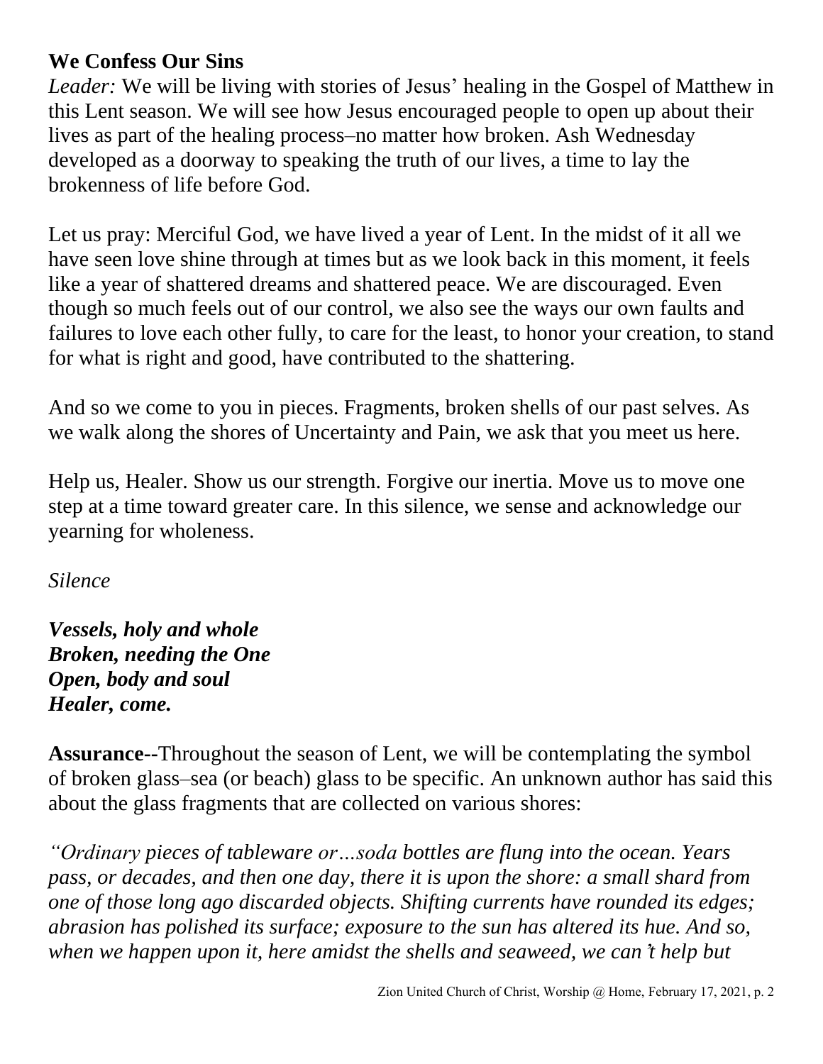**We Confess Our Sins**

*Leader:* We will be living with stories of Jesus' healing in the Gospel of Matthew in this Lent season. We will see how Jesus encouraged people to open up about their lives as part of the healing process–no matter how broken. Ash Wednesday developed as a doorway to speaking the truth of our lives, a time to lay the brokenness of life before God.

Let us pray: Merciful God, we have lived a year of Lent. In the midst of it all we have seen love shine through at times but as we look back in this moment, it feels like a year of shattered dreams and shattered peace. We are discouraged. Even though so much feels out of our control, we also see the ways our own faults and failures to love each other fully, to care for the least, to honor your creation, to stand for what is right and good, have contributed to the shattering.

And so we come to you in pieces. Fragments, broken shells of our past selves. As we walk along the shores of Uncertainty and Pain, we ask that you meet us here.

Help us, Healer. Show us our strength. Forgive our inertia. Move us to move one step at a time toward greater care. In this silence, we sense and acknowledge our yearning for wholeness.

*Silence*

***Vessels, holy and whole***
***Broken, needing the One***
***Open, body and soul***
***Healer, come.***

**Assurance--**Throughout the season of Lent, we will be contemplating the symbol of broken glass–sea (or beach) glass to be specific. An unknown author has said this about the glass fragments that are collected on various shores:

*"Ordinary pieces of tableware or…soda bottles are flung into the ocean. Years pass, or decades, and then one day, there it is upon the shore: a small shard from one of those long ago discarded objects. Shifting currents have rounded its edges; abrasion has polished its surface; exposure to the sun has altered its hue. And so, when we happen upon it, here amidst the shells and seaweed, we can't help but*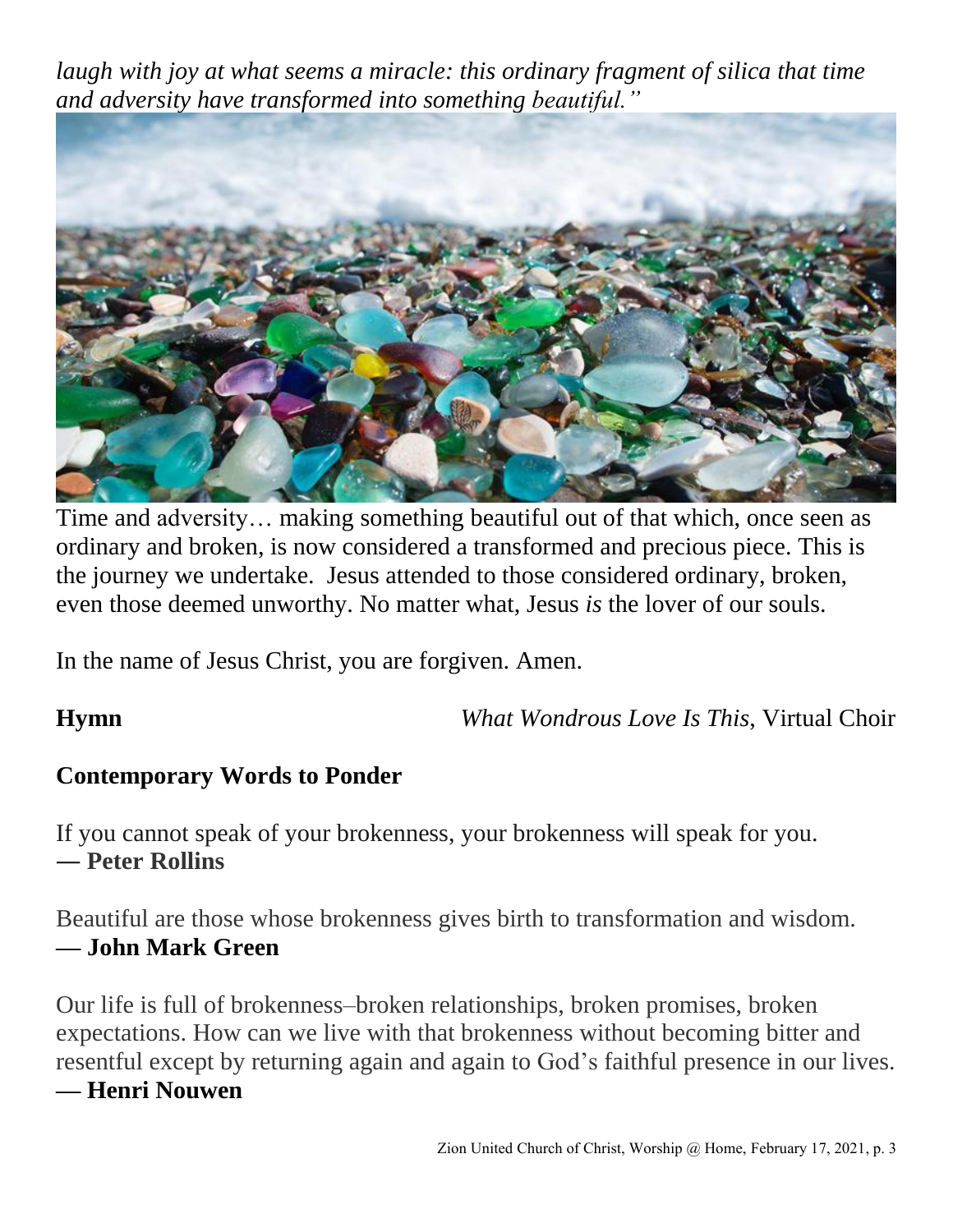*laugh with joy at what seems a miracle: this ordinary fragment of silica that time and adversity have transformed into something beautiful."*

Time and adversity… making something beautiful out of that which, once seen as ordinary and broken, is now considered a transformed and precious piece. This is the journey we undertake. Jesus attended to those considered ordinary, broken, even those deemed unworthy. No matter what, Jesus *is* the lover of our souls.

In the name of Jesus Christ, you are forgiven. Amen.

**Hymn** *What Wondrous Love Is This,* Virtual Choir

**Contemporary Words to Ponder**

If you cannot speak of your brokenness, your brokenness will speak for you.
**— Peter Rollins**

Beautiful are those whose brokenness gives birth to transformation and wisdom.
**— John Mark Green**

Our life is full of brokenness–broken relationships, broken promises, broken expectations. How can we live with that brokenness without becoming bitter and resentful except by returning again and again to God's faithful presence in our lives.
**— Henri Nouwen**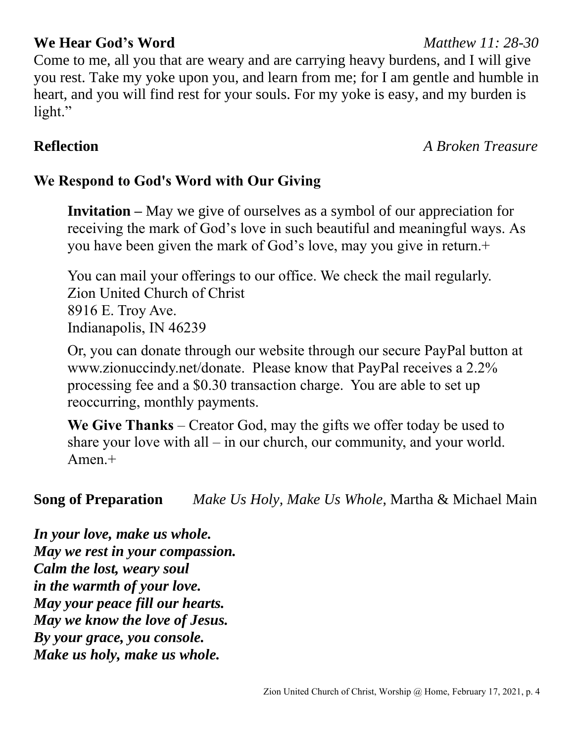**We Hear God's Word** *Matthew 11: 28-30*

Come to me, all you that are weary and are carrying heavy burdens, and I will give you rest. Take my yoke upon you, and learn from me; for I am gentle and humble in heart, and you will find rest for your souls. For my yoke is easy, and my burden is light."

**Reflection** *A Broken Treasure*

**We Respond to God's Word with Our Giving**

**Invitation –** May we give of ourselves as a symbol of our appreciation for receiving the mark of God's love in such beautiful and meaningful ways. As you have been given the mark of God's love, may you give in return.+

You can mail your offerings to our office. We check the mail regularly.
Zion United Church of Christ
8916 E. Troy Ave.
Indianapolis, IN 46239

Or, you can donate through our website through our secure PayPal button at www.zionuccindy.net/donate. Please know that PayPal receives a 2.2% processing fee and a $0.30 transaction charge. You are able to set up reoccurring, monthly payments.

**We Give Thanks** – Creator God, may the gifts we offer today be used to share your love with all – in our church, our community, and your world. Amen.+

**Song of Preparation** *Make Us Holy, Make Us Whole,* Martha & Michael Main

***In your love, make us whole.***
***May we rest in your compassion.***
***Calm the lost, weary soul***
***in the warmth of your love.***
***May your peace fill our hearts.***
***May we know the love of Jesus.***
***By your grace, you console.***
***Make us holy, make us whole.***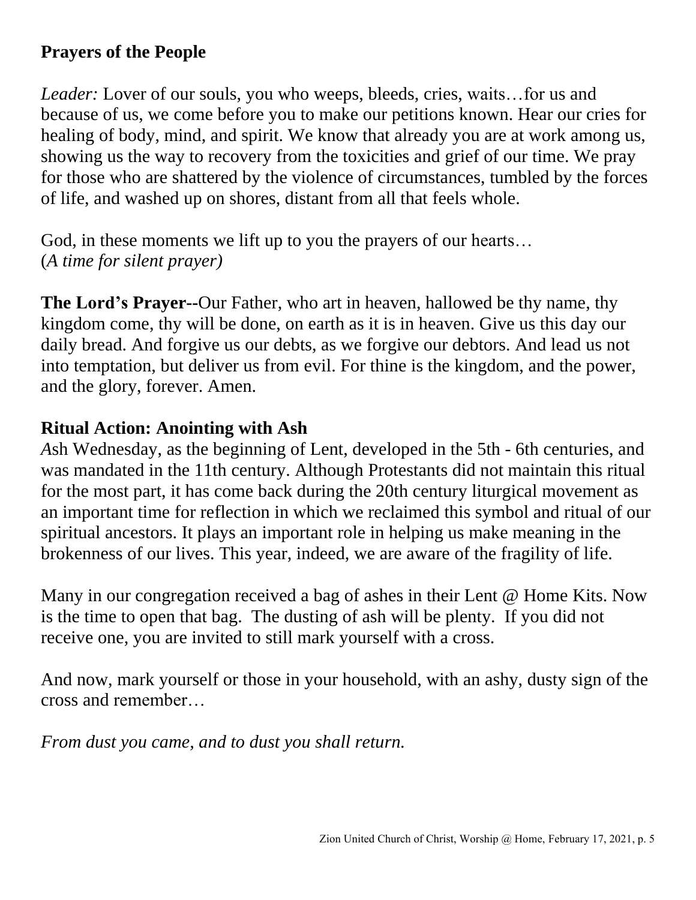## Prayers of the People

*Leader:* Lover of our souls, you who weeps, bleeds, cries, waits…for us and because of us, we come before you to make our petitions known. Hear our cries for healing of body, mind, and spirit. We know that already you are at work among us, showing us the way to recovery from the toxicities and grief of our time. We pray for those who are shattered by the violence of circumstances, tumbled by the forces of life, and washed up on shores, distant from all that feels whole.

God, in these moments we lift up to you the prayers of our hearts…
(*A time for silent prayer)*

**The Lord's Prayer--**Our Father, who art in heaven, hallowed be thy name, thy kingdom come, thy will be done, on earth as it is in heaven. Give us this day our daily bread. And forgive us our debts, as we forgive our debtors. And lead us not into temptation, but deliver us from evil. For thine is the kingdom, and the power, and the glory, forever. Amen.

## Ritual Action: Anointing with Ash

*A*sh Wednesday, as the beginning of Lent, developed in the 5th - 6th centuries, and was mandated in the 11th century. Although Protestants did not maintain this ritual for the most part, it has come back during the 20th century liturgical movement as an important time for reflection in which we reclaimed this symbol and ritual of our spiritual ancestors. It plays an important role in helping us make meaning in the brokenness of our lives. This year, indeed, we are aware of the fragility of life.

Many in our congregation received a bag of ashes in their Lent @ Home Kits. Now is the time to open that bag. The dusting of ash will be plenty. If you did not receive one, you are invited to still mark yourself with a cross.

And now, mark yourself or those in your household, with an ashy, dusty sign of the cross and remember…

*From dust you came, and to dust you shall return.*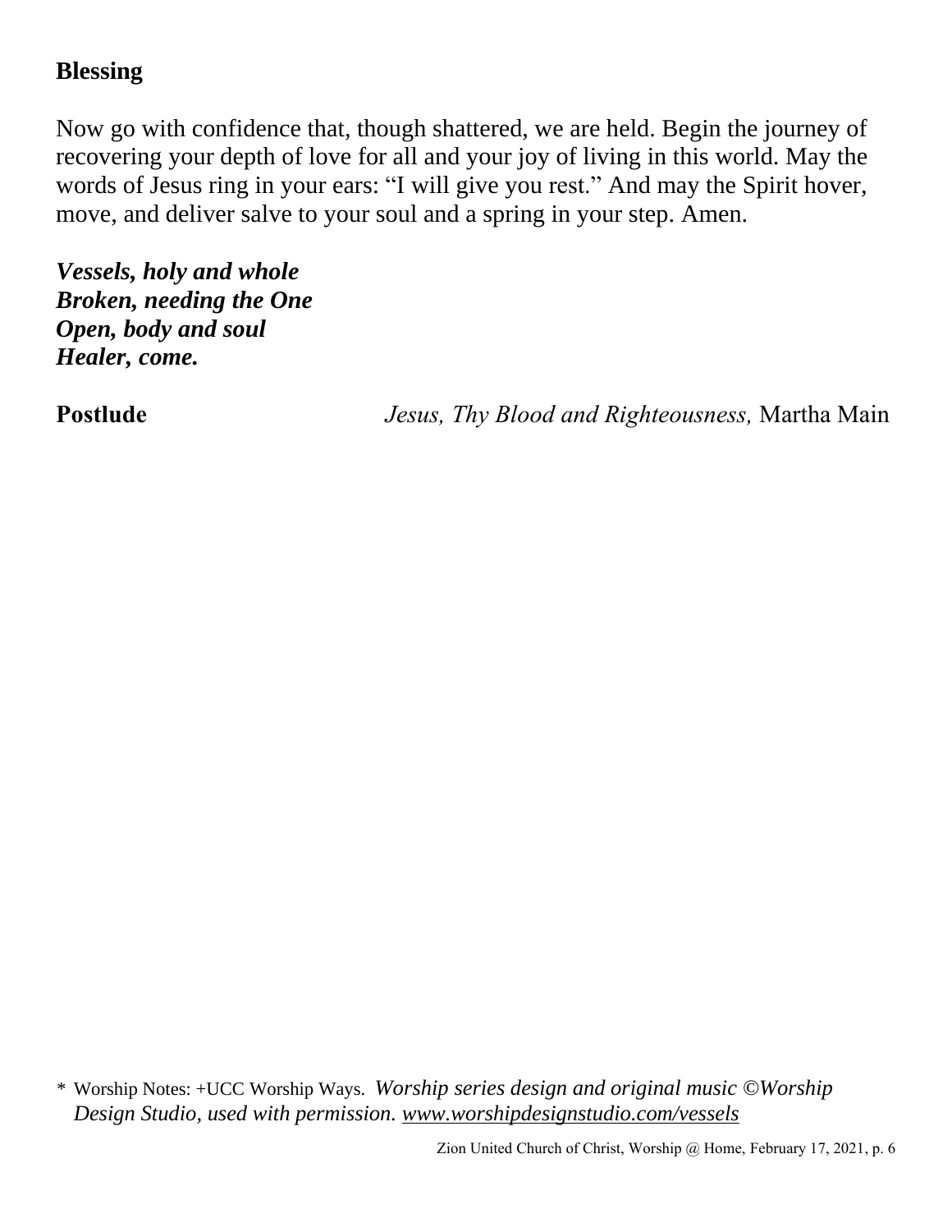**Blessing**

Now go with confidence that, though shattered, we are held. Begin the journey of recovering your depth of love for all and your joy of living in this world. May the words of Jesus ring in your ears: "I will give you rest." And may the Spirit hover, move, and deliver salve to your soul and a spring in your step. Amen.

***Vessels, holy and whole***
***Broken, needing the One***
***Open, body and soul***
***Healer, come.***

**Postlude** *Jesus, Thy Blood and Righteousness,* Martha Main

* Worship Notes: +UCC Worship Ways. *Worship series design and original music ©Worship Design Studio, used with permission. www.worshipdesignstudio.com/vessels*